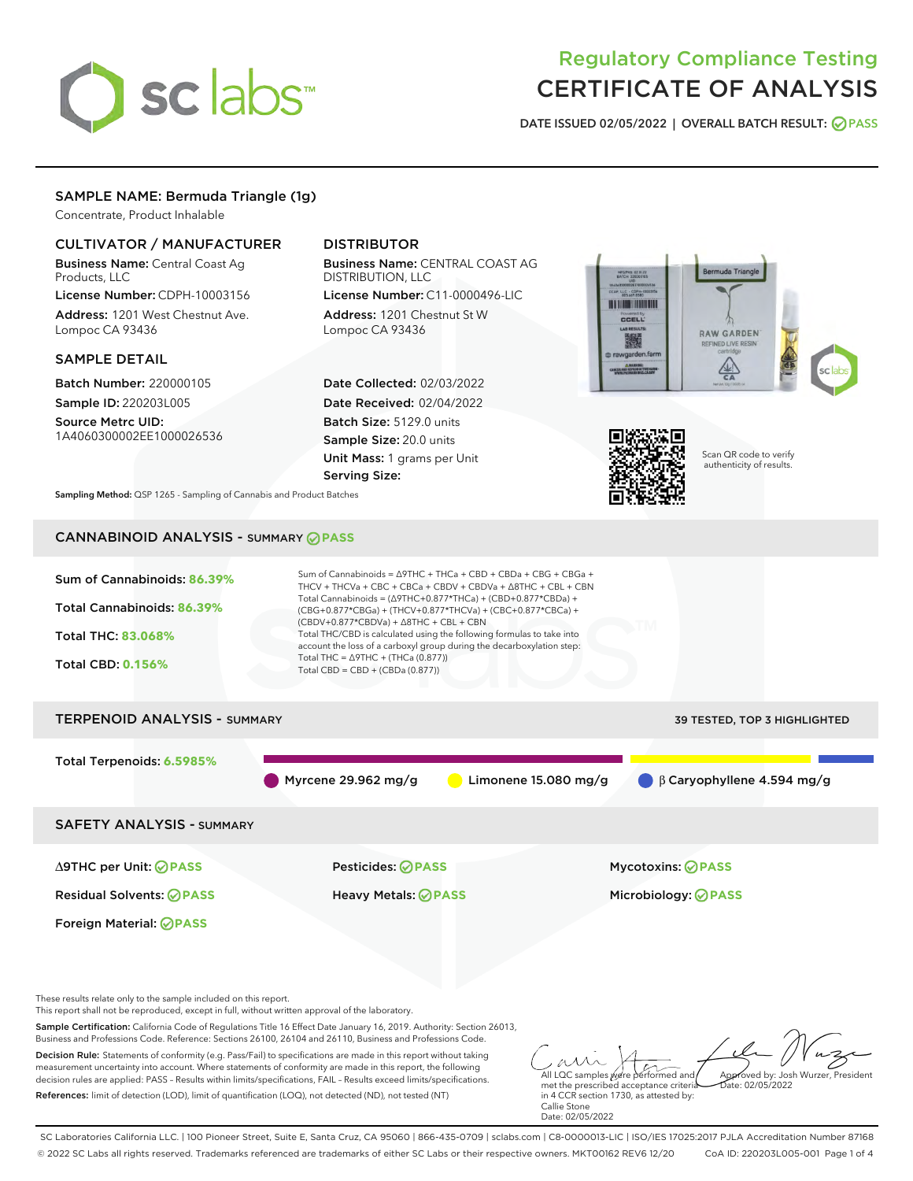# Regulatory Compliance Testing
# CERTIFICATE OF ANALYSIS

DATE ISSUED 02/05/2022 | OVERALL BATCH RESULT: PASS

## SAMPLE NAME: Bermuda Triangle (1g)

Concentrate, Product Inhalable

### CULTIVATOR / MANUFACTURER

**Business Name:** Central Coast Ag Products, LLC

**License Number:** CDPH-10003156

**Address:** 1201 West Chestnut Ave. Lompoc CA 93436

### DISTRIBUTOR

**Business Name:** CENTRAL COAST AG DISTRIBUTION, LLC

**License Number:** C11-0000496-LIC

**Address:** 1201 Chestnut St W Lompoc CA 93436

### SAMPLE DETAIL

**Batch Number:** 220000105

**Sample ID:** 220203L005

**Source Metrc UID:** 1A4060300002EE1000026536

**Date Collected:** 02/03/2022

**Date Received:** 02/04/2022

**Batch Size:** 5129.0 units

**Sample Size:** 20.0 units

**Unit Mass:** 1 grams per Unit

**Serving Size:**

Scan QR code to verify authenticity of results.

**Sampling Method:** QSP 1265 - Sampling of Cannabis and Product Batches

## CANNABINOID ANALYSIS - SUMMARY PASS

**Sum of Cannabinoids:** 86.39%

**Total Cannabinoids:** 86.39%

**Total THC:** 83.068%

**Total CBD:** 0.156%

Sum of Cannabinoids = Δ9THC + THCa + CBD + CBDa + CBG + CBGa + THCV + THCVa + CBC + CBCa + CBDV + CBDVa + Δ8THC + CBL + CBN

Total Cannabinoids = (Δ9THC+0.877*THCa) + (CBD+0.877*CBDa) + (CBG+0.877*CBGa) + (THCV+0.877*THCVa) + (CBC+0.877*CBCa) + (CBDV+0.877*CBDVa) + Δ8THC + CBL + CBN

Total THC/CBD is calculated using the following formulas to take into account the loss of a carboxyl group during the decarboxylation step:

Total THC = Δ9THC + (THCa (0.877))

Total CBD = CBD + (CBDa (0.877))

## TERPENOID ANALYSIS - SUMMARY

39 TESTED, TOP 3 HIGHLIGHTED

**Total Terpenoids:** 6.5985%

Myrcene 29.962 mg/g | Limonene 15.080 mg/g | β Caryophyllene 4.594 mg/g

## SAFETY ANALYSIS - SUMMARY

| | | |
|---|---|---|
| Δ9THC per Unit: PASS | Pesticides: PASS | Mycotoxins: PASS |
| Residual Solvents: PASS | Heavy Metals: PASS | Microbiology: PASS |
| Foreign Material: PASS | | |

These results relate only to the sample included on this report.
This report shall not be reproduced, except in full, without written approval of the laboratory.

**Sample Certification:** California Code of Regulations Title 16 Effect Date January 16, 2019. Authority: Section 26013, Business and Professions Code. Reference: Sections 26100, 26104 and 26110, Business and Professions Code.

**Decision Rule:** Statements of conformity (e.g. Pass/Fail) to specifications are made in this report without taking measurement uncertainty into account. Where statements of conformity are made in this report, the following decision rules are applied: PASS – Results within limits/specifications, FAIL – Results exceed limits/specifications.

**References:** limit of detection (LOD), limit of quantification (LOQ), not detected (ND), not tested (NT)

All LQC samples were performed and met the prescribed acceptance criteria in 4 CCR section 1730, as attested by: Callie Stone
Date: 02/05/2022

Approved by: Josh Wurzer, President
Date: 02/05/2022

SC Laboratories California LLC. | 100 Pioneer Street, Suite E, Santa Cruz, CA 95060 | 866-435-0709 | sclabs.com | C8-0000013-LIC | ISO/IES 17025:2017 PJLA Accreditation Number 87168
© 2022 SC Labs all rights reserved. Trademarks referenced are trademarks of either SC Labs or their respective owners. MKT00162 REV6 12/20 CoA ID: 220203L005-001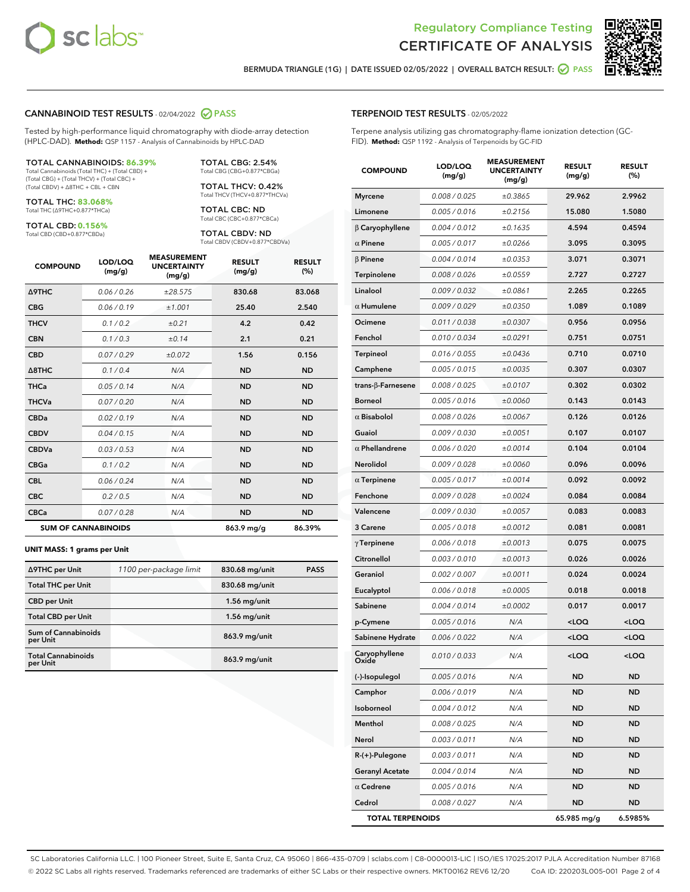Regulatory Compliance Testing

# CERTIFICATE OF ANALYSIS

BERMUDA TRIANGLE (1G) | DATE ISSUED 02/05/2022 | OVERALL BATCH RESULT: PASS

## CANNABINOID TEST RESULTS - 02/04/2022 PASS

Tested by high-performance liquid chromatography with diode-array detection (HPLC-DAD). **Method:** QSP 1157 - Analysis of Cannabinoids by HPLC-DAD

**TOTAL CANNABINOIDS: 86.39%**
Total Cannabinoids (Total THC) + (Total CBD) + (Total CBG) + (Total THCV) + (Total CBC) + (Total CBDV) + Δ8THC + CBL + CBN

**TOTAL THC: 83.068%**
Total THC (Δ9THC+0.877*THCa)

**TOTAL CBD: 0.156%**
Total CBD (CBD+0.877*CBDa)

**TOTAL CBG: 2.54%**
Total CBG (CBG+0.877*CBGa)

**TOTAL THCV: 0.42%**
Total THCV (THCV+0.877*THCVa)

**TOTAL CBC: ND**
Total CBC (CBC+0.877*CBCa)

**TOTAL CBDV: ND**
Total CBDV (CBDV+0.877*CBDVa)

| COMPOUND | LOD/LOQ (mg/g) | MEASUREMENT UNCERTAINTY (mg/g) | RESULT (mg/g) | RESULT (%) |
|---|---|---|---|---|
| Δ9THC | 0.06 / 0.26 | ±28.575 | 830.68 | 83.068 |
| CBG | 0.06 / 0.19 | ±1.001 | 25.40 | 2.540 |
| THCV | 0.1 / 0.2 | ±0.21 | 4.2 | 0.42 |
| CBN | 0.1 / 0.3 | ±0.14 | 2.1 | 0.21 |
| CBD | 0.07 / 0.29 | ±0.072 | 1.56 | 0.156 |
| Δ8THC | 0.1 / 0.4 | N/A | ND | ND |
| THCa | 0.05 / 0.14 | N/A | ND | ND |
| THCVa | 0.07 / 0.20 | N/A | ND | ND |
| CBDa | 0.02 / 0.19 | N/A | ND | ND |
| CBDV | 0.04 / 0.15 | N/A | ND | ND |
| CBDVa | 0.03 / 0.53 | N/A | ND | ND |
| CBGa | 0.1 / 0.2 | N/A | ND | ND |
| CBL | 0.06 / 0.24 | N/A | ND | ND |
| CBC | 0.2 / 0.5 | N/A | ND | ND |
| CBCa | 0.07 / 0.28 | N/A | ND | ND |
| **SUM OF CANNABINOIDS** | | | 863.9 mg/g | 86.39% |

**UNIT MASS: 1 grams per Unit**

| Δ9THC per Unit | 1100 per-package limit | 830.68 mg/unit | PASS |
|---|---|---|---|
| Total THC per Unit | | 830.68 mg/unit | |
| CBD per Unit | | 1.56 mg/unit | |
| Total CBD per Unit | | 1.56 mg/unit | |
| Sum of Cannabinoids per Unit | | 863.9 mg/unit | |
| Total Cannabinoids per Unit | | 863.9 mg/unit | |

## TERPENOID TEST RESULTS - 02/05/2022

Terpene analysis utilizing gas chromatography-flame ionization detection (GC-FID). **Method:** QSP 1192 - Analysis of Terpenoids by GC-FID

| COMPOUND | LOD/LOQ (mg/g) | MEASUREMENT UNCERTAINTY (mg/g) | RESULT (mg/g) | RESULT (%) |
|---|---|---|---|---|
| Myrcene | 0.008 / 0.025 | ±0.3865 | 29.962 | 2.9962 |
| Limonene | 0.005 / 0.016 | ±0.2156 | 15.080 | 1.5080 |
| β Caryophyllene | 0.004 / 0.012 | ±0.1635 | 4.594 | 0.4594 |
| α Pinene | 0.005 / 0.017 | ±0.0266 | 3.095 | 0.3095 |
| β Pinene | 0.004 / 0.014 | ±0.0353 | 3.071 | 0.3071 |
| Terpinolene | 0.008 / 0.026 | ±0.0559 | 2.727 | 0.2727 |
| Linalool | 0.009 / 0.032 | ±0.0861 | 2.265 | 0.2265 |
| α Humulene | 0.009 / 0.029 | ±0.0350 | 1.089 | 0.1089 |
| Ocimene | 0.011 / 0.038 | ±0.0307 | 0.956 | 0.0956 |
| Fenchol | 0.010 / 0.034 | ±0.0291 | 0.751 | 0.0751 |
| Terpineol | 0.016 / 0.055 | ±0.0436 | 0.710 | 0.0710 |
| Camphene | 0.005 / 0.015 | ±0.0035 | 0.307 | 0.0307 |
| trans-β-Farnesene | 0.008 / 0.025 | ±0.0107 | 0.302 | 0.0302 |
| Borneol | 0.005 / 0.016 | ±0.0060 | 0.143 | 0.0143 |
| α Bisabolol | 0.008 / 0.026 | ±0.0067 | 0.126 | 0.0126 |
| Guaiol | 0.009 / 0.030 | ±0.0051 | 0.107 | 0.0107 |
| α Phellandrene | 0.006 / 0.020 | ±0.0014 | 0.104 | 0.0104 |
| Nerolidol | 0.009 / 0.028 | ±0.0060 | 0.096 | 0.0096 |
| α Terpinene | 0.005 / 0.017 | ±0.0014 | 0.092 | 0.0092 |
| Fenchone | 0.009 / 0.028 | ±0.0024 | 0.084 | 0.0084 |
| Valencene | 0.009 / 0.030 | ±0.0057 | 0.083 | 0.0083 |
| 3 Carene | 0.005 / 0.018 | ±0.0012 | 0.081 | 0.0081 |
| γ Terpinene | 0.006 / 0.018 | ±0.0013 | 0.075 | 0.0075 |
| Citronellol | 0.003 / 0.010 | ±0.0013 | 0.026 | 0.0026 |
| Geraniol | 0.002 / 0.007 | ±0.0011 | 0.024 | 0.0024 |
| Eucalyptol | 0.006 / 0.018 | ±0.0005 | 0.018 | 0.0018 |
| Sabinene | 0.004 / 0.014 | ±0.0002 | 0.017 | 0.0017 |
| p-Cymene | 0.005 / 0.016 | N/A | <LOQ | <LOQ |
| Sabinene Hydrate | 0.006 / 0.022 | N/A | <LOQ | <LOQ |
| Caryophyllene Oxide | 0.010 / 0.033 | N/A | <LOQ | <LOQ |
| (-)-Isopulegol | 0.005 / 0.016 | N/A | ND | ND |
| Camphor | 0.006 / 0.019 | N/A | ND | ND |
| Isoborneol | 0.004 / 0.012 | N/A | ND | ND |
| Menthol | 0.008 / 0.025 | N/A | ND | ND |
| Nerol | 0.003 / 0.011 | N/A | ND | ND |
| R-(+)-Pulegone | 0.003 / 0.011 | N/A | ND | ND |
| Geranyl Acetate | 0.004 / 0.014 | N/A | ND | ND |
| α Cedrene | 0.005 / 0.016 | N/A | ND | ND |
| Cedrol | 0.008 / 0.027 | N/A | ND | ND |
| **TOTAL TERPENOIDS** | | | 65.985 mg/g | 6.5985% |

SC Laboratories California LLC. | 100 Pioneer Street, Suite E, Santa Cruz, CA 95060 | 866-435-0709 | sclabs.com | C8-0000013-LIC | ISO/IES 17025:2017 PJLA Accreditation Number 87168
© 2022 SC Labs all rights reserved. Trademarks referenced are trademarks of either SC Labs or their respective owners. MKT00162 REV6 12/20 CoA ID: 220203L005-001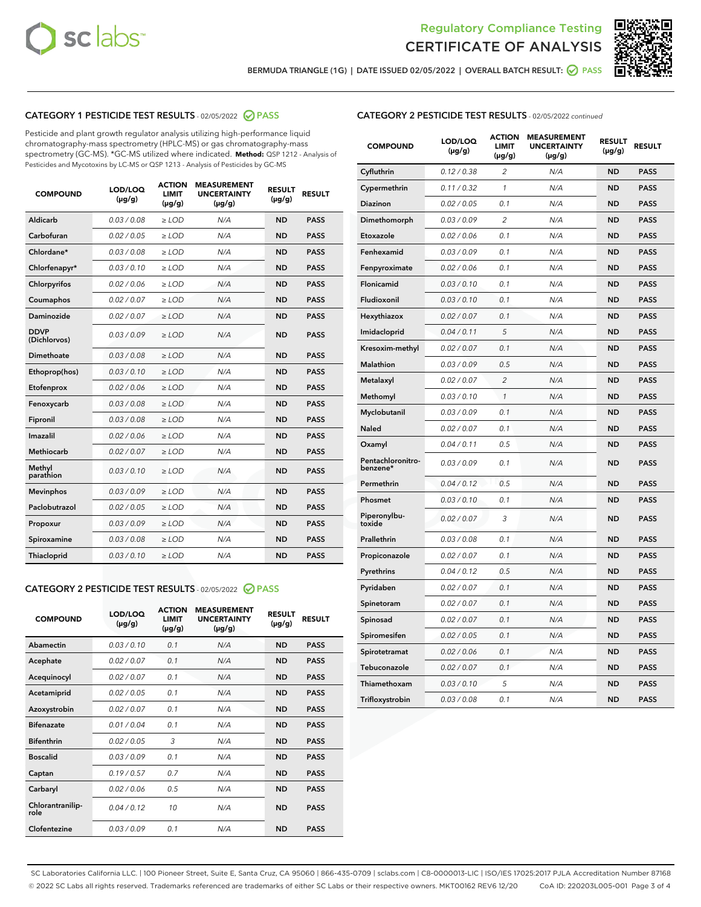Regulatory Compliance Testing

# CERTIFICATE OF ANALYSIS

BERMUDA TRIANGLE (1G) | DATE ISSUED 02/05/2022 | OVERALL BATCH RESULT: PASS

## CATEGORY 1 PESTICIDE TEST RESULTS - 02/05/2022 PASS

Pesticide and plant growth regulator analysis utilizing high-performance liquid chromatography-mass spectrometry (HPLC-MS) or gas chromatography-mass spectrometry (GC-MS). *GC-MS utilized where indicated. **Method:** QSP 1212 - Analysis of Pesticides and Mycotoxins by LC-MS or QSP 1213 - Analysis of Pesticides by GC-MS

| COMPOUND | LOD/LOQ (µg/g) | ACTION LIMIT (µg/g) | MEASUREMENT UNCERTAINTY (µg/g) | RESULT (µg/g) | RESULT |
|---|---|---|---|---|---|
| Aldicarb | 0.03 / 0.08 | ≥ LOD | N/A | ND | PASS |
| Carbofuran | 0.02 / 0.05 | ≥ LOD | N/A | ND | PASS |
| Chlordane* | 0.03 / 0.08 | ≥ LOD | N/A | ND | PASS |
| Chlorfenapyr* | 0.03 / 0.10 | ≥ LOD | N/A | ND | PASS |
| Chlorpyrifos | 0.02 / 0.06 | ≥ LOD | N/A | ND | PASS |
| Coumaphos | 0.02 / 0.07 | ≥ LOD | N/A | ND | PASS |
| Daminozide | 0.02 / 0.07 | ≥ LOD | N/A | ND | PASS |
| DDVP (Dichlorvos) | 0.03 / 0.09 | ≥ LOD | N/A | ND | PASS |
| Dimethoate | 0.03 / 0.08 | ≥ LOD | N/A | ND | PASS |
| Ethoprop(hos) | 0.03 / 0.10 | ≥ LOD | N/A | ND | PASS |
| Etofenprox | 0.02 / 0.06 | ≥ LOD | N/A | ND | PASS |
| Fenoxycarb | 0.03 / 0.08 | ≥ LOD | N/A | ND | PASS |
| Fipronil | 0.03 / 0.08 | ≥ LOD | N/A | ND | PASS |
| Imazalil | 0.02 / 0.06 | ≥ LOD | N/A | ND | PASS |
| Methiocarb | 0.02 / 0.07 | ≥ LOD | N/A | ND | PASS |
| Methyl parathion | 0.03 / 0.10 | ≥ LOD | N/A | ND | PASS |
| Mevinphos | 0.03 / 0.09 | ≥ LOD | N/A | ND | PASS |
| Paclobutrazol | 0.02 / 0.05 | ≥ LOD | N/A | ND | PASS |
| Propoxur | 0.03 / 0.09 | ≥ LOD | N/A | ND | PASS |
| Spiroxamine | 0.03 / 0.08 | ≥ LOD | N/A | ND | PASS |
| Thiacloprid | 0.03 / 0.10 | ≥ LOD | N/A | ND | PASS |

## CATEGORY 2 PESTICIDE TEST RESULTS - 02/05/2022 PASS

| COMPOUND | LOD/LOQ (µg/g) | ACTION LIMIT (µg/g) | MEASUREMENT UNCERTAINTY (µg/g) | RESULT (µg/g) | RESULT |
|---|---|---|---|---|---|
| Abamectin | 0.03 / 0.10 | 0.1 | N/A | ND | PASS |
| Acephate | 0.02 / 0.07 | 0.1 | N/A | ND | PASS |
| Acequinocyl | 0.02 / 0.07 | 0.1 | N/A | ND | PASS |
| Acetamiprid | 0.02 / 0.05 | 0.1 | N/A | ND | PASS |
| Azoxystrobin | 0.02 / 0.07 | 0.1 | N/A | ND | PASS |
| Bifenazate | 0.01 / 0.04 | 0.1 | N/A | ND | PASS |
| Bifenthrin | 0.02 / 0.05 | 3 | N/A | ND | PASS |
| Boscalid | 0.03 / 0.09 | 0.1 | N/A | ND | PASS |
| Captan | 0.19 / 0.57 | 0.7 | N/A | ND | PASS |
| Carbaryl | 0.02 / 0.06 | 0.5 | N/A | ND | PASS |
| Chlorantraniliprole | 0.04 / 0.12 | 10 | N/A | ND | PASS |
| Clofentezine | 0.03 / 0.09 | 0.1 | N/A | ND | PASS |
| Cyfluthrin | 0.12 / 0.38 | 2 | N/A | ND | PASS |
| Cypermethrin | 0.11 / 0.32 | 1 | N/A | ND | PASS |
| Diazinon | 0.02 / 0.05 | 0.1 | N/A | ND | PASS |
| Dimethomorph | 0.03 / 0.09 | 2 | N/A | ND | PASS |
| Etoxazole | 0.02 / 0.06 | 0.1 | N/A | ND | PASS |
| Fenhexamid | 0.03 / 0.09 | 0.1 | N/A | ND | PASS |
| Fenpyroximate | 0.02 / 0.06 | 0.1 | N/A | ND | PASS |
| Flonicamid | 0.03 / 0.10 | 0.1 | N/A | ND | PASS |
| Fludioxonil | 0.03 / 0.10 | 0.1 | N/A | ND | PASS |
| Hexythiazox | 0.02 / 0.07 | 0.1 | N/A | ND | PASS |
| Imidacloprid | 0.04 / 0.11 | 5 | N/A | ND | PASS |
| Kresoxim-methyl | 0.02 / 0.07 | 0.1 | N/A | ND | PASS |
| Malathion | 0.03 / 0.09 | 0.5 | N/A | ND | PASS |
| Metalaxyl | 0.02 / 0.07 | 2 | N/A | ND | PASS |
| Methomyl | 0.03 / 0.10 | 1 | N/A | ND | PASS |
| Myclobutanil | 0.03 / 0.09 | 0.1 | N/A | ND | PASS |
| Naled | 0.02 / 0.07 | 0.1 | N/A | ND | PASS |
| Oxamyl | 0.04 / 0.11 | 0.5 | N/A | ND | PASS |
| Pentachloronitrobenzene* | 0.03 / 0.09 | 0.1 | N/A | ND | PASS |
| Permethrin | 0.04 / 0.12 | 0.5 | N/A | ND | PASS |
| Phosmet | 0.03 / 0.10 | 0.1 | N/A | ND | PASS |
| Piperonylbutoxide | 0.02 / 0.07 | 3 | N/A | ND | PASS |
| Prallethrin | 0.03 / 0.08 | 0.1 | N/A | ND | PASS |
| Propiconazole | 0.02 / 0.07 | 0.1 | N/A | ND | PASS |
| Pyrethrins | 0.04 / 0.12 | 0.5 | N/A | ND | PASS |
| Pyridaben | 0.02 / 0.07 | 0.1 | N/A | ND | PASS |
| Spinetoram | 0.02 / 0.07 | 0.1 | N/A | ND | PASS |
| Spinosad | 0.02 / 0.07 | 0.1 | N/A | ND | PASS |
| Spiromesifen | 0.02 / 0.05 | 0.1 | N/A | ND | PASS |
| Spirotetramat | 0.02 / 0.06 | 0.1 | N/A | ND | PASS |
| Tebuconazole | 0.02 / 0.07 | 0.1 | N/A | ND | PASS |
| Thiamethoxam | 0.03 / 0.10 | 5 | N/A | ND | PASS |
| Trifloxystrobin | 0.03 / 0.08 | 0.1 | N/A | ND | PASS |

SC Laboratories California LLC. | 100 Pioneer Street, Suite E, Santa Cruz, CA 95060 | 866-435-0709 | sclabs.com | C8-0000013-LIC | ISO/IES 17025:2017 PJLA Accreditation Number 87168
© 2022 SC Labs all rights reserved. Trademarks referenced are trademarks of either SC Labs or their respective owners. MKT00162 REV6 12/20 CoA ID: 220203L005-001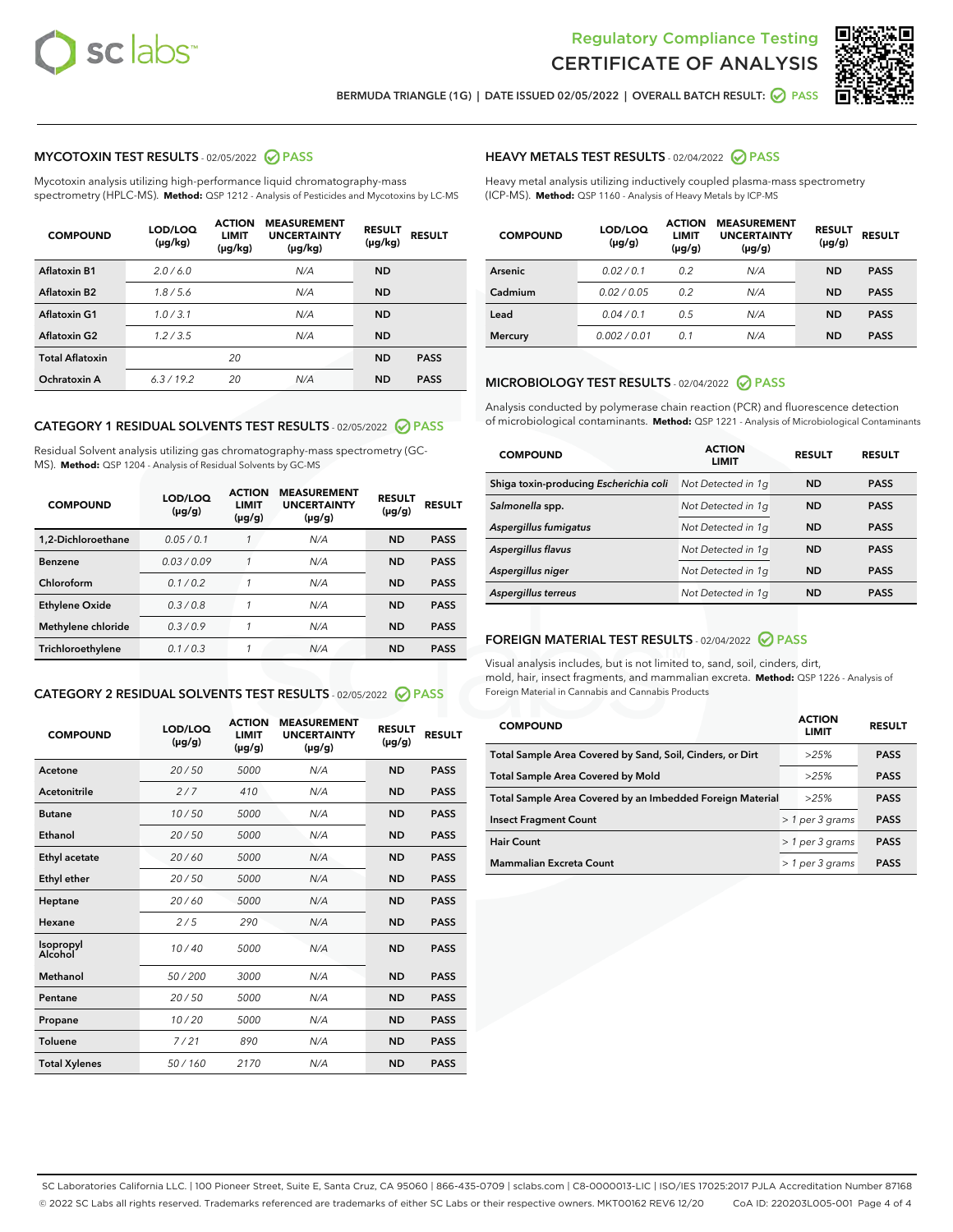Regulatory Compliance Testing

# CERTIFICATE OF ANALYSIS

BERMUDA TRIANGLE (1G) | DATE ISSUED 02/05/2022 | OVERALL BATCH RESULT: PASS

## MYCOTOXIN TEST RESULTS - 02/05/2022 PASS

Mycotoxin analysis utilizing high-performance liquid chromatography-mass spectrometry (HPLC-MS). **Method:** QSP 1212 - Analysis of Pesticides and Mycotoxins by LC-MS

| COMPOUND | LOD/LOQ (µg/kg) | ACTION LIMIT (µg/kg) | MEASUREMENT UNCERTAINTY (µg/kg) | RESULT (µg/kg) | RESULT |
|---|---|---|---|---|---|
| Aflatoxin B1 | 2.0 / 6.0 | | N/A | ND | |
| Aflatoxin B2 | 1.8 / 5.6 | | N/A | ND | |
| Aflatoxin G1 | 1.0 / 3.1 | | N/A | ND | |
| Aflatoxin G2 | 1.2 / 3.5 | | N/A | ND | |
| Total Aflatoxin | | 20 | | ND | PASS |
| Ochratoxin A | 6.3 / 19.2 | 20 | N/A | ND | PASS |

## CATEGORY 1 RESIDUAL SOLVENTS TEST RESULTS - 02/05/2022 PASS

Residual Solvent analysis utilizing gas chromatography-mass spectrometry (GC-MS). **Method:** QSP 1204 - Analysis of Residual Solvents by GC-MS

| COMPOUND | LOD/LOQ (µg/g) | ACTION LIMIT (µg/g) | MEASUREMENT UNCERTAINTY (µg/g) | RESULT (µg/g) | RESULT |
|---|---|---|---|---|---|
| 1,2-Dichloroethane | 0.05 / 0.1 | 1 | N/A | ND | PASS |
| Benzene | 0.03 / 0.09 | 1 | N/A | ND | PASS |
| Chloroform | 0.1 / 0.2 | 1 | N/A | ND | PASS |
| Ethylene Oxide | 0.3 / 0.8 | 1 | N/A | ND | PASS |
| Methylene chloride | 0.3 / 0.9 | 1 | N/A | ND | PASS |
| Trichloroethylene | 0.1 / 0.3 | 1 | N/A | ND | PASS |

## CATEGORY 2 RESIDUAL SOLVENTS TEST RESULTS - 02/05/2022 PASS

| COMPOUND | LOD/LOQ (µg/g) | ACTION LIMIT (µg/g) | MEASUREMENT UNCERTAINTY (µg/g) | RESULT (µg/g) | RESULT |
|---|---|---|---|---|---|
| Acetone | 20 / 50 | 5000 | N/A | ND | PASS |
| Acetonitrile | 2 / 7 | 410 | N/A | ND | PASS |
| Butane | 10 / 50 | 5000 | N/A | ND | PASS |
| Ethanol | 20 / 50 | 5000 | N/A | ND | PASS |
| Ethyl acetate | 20 / 60 | 5000 | N/A | ND | PASS |
| Ethyl ether | 20 / 50 | 5000 | N/A | ND | PASS |
| Heptane | 20 / 60 | 5000 | N/A | ND | PASS |
| Hexane | 2 / 5 | 290 | N/A | ND | PASS |
| Isopropyl Alcohol | 10 / 40 | 5000 | N/A | ND | PASS |
| Methanol | 50 / 200 | 3000 | N/A | ND | PASS |
| Pentane | 20 / 50 | 5000 | N/A | ND | PASS |
| Propane | 10 / 20 | 5000 | N/A | ND | PASS |
| Toluene | 7 / 21 | 890 | N/A | ND | PASS |
| Total Xylenes | 50 / 160 | 2170 | N/A | ND | PASS |

## HEAVY METALS TEST RESULTS - 02/04/2022 PASS

Heavy metal analysis utilizing inductively coupled plasma-mass spectrometry (ICP-MS). **Method:** QSP 1160 - Analysis of Heavy Metals by ICP-MS

| COMPOUND | LOD/LOQ (µg/g) | ACTION LIMIT (µg/g) | MEASUREMENT UNCERTAINTY (µg/g) | RESULT (µg/g) | RESULT |
|---|---|---|---|---|---|
| Arsenic | 0.02 / 0.1 | 0.2 | N/A | ND | PASS |
| Cadmium | 0.02 / 0.05 | 0.2 | N/A | ND | PASS |
| Lead | 0.04 / 0.1 | 0.5 | N/A | ND | PASS |
| Mercury | 0.002 / 0.01 | 0.1 | N/A | ND | PASS |

## MICROBIOLOGY TEST RESULTS - 02/04/2022 PASS

Analysis conducted by polymerase chain reaction (PCR) and fluorescence detection of microbiological contaminants. **Method:** QSP 1221 - Analysis of Microbiological Contaminants

| COMPOUND | ACTION LIMIT | RESULT | RESULT |
|---|---|---|---|
| Shiga toxin-producing *Escherichia coli* | Not Detected in 1g | ND | PASS |
| *Salmonella* spp. | Not Detected in 1g | ND | PASS |
| *Aspergillus fumigatus* | Not Detected in 1g | ND | PASS |
| *Aspergillus flavus* | Not Detected in 1g | ND | PASS |
| *Aspergillus niger* | Not Detected in 1g | ND | PASS |
| *Aspergillus terreus* | Not Detected in 1g | ND | PASS |

## FOREIGN MATERIAL TEST RESULTS - 02/04/2022 PASS

Visual analysis includes, but is not limited to, sand, soil, cinders, dirt, mold, hair, insect fragments, and mammalian excreta. **Method:** QSP 1226 - Analysis of Foreign Material in Cannabis and Cannabis Products

| COMPOUND | ACTION LIMIT | RESULT |
|---|---|---|
| Total Sample Area Covered by Sand, Soil, Cinders, or Dirt | >25% | PASS |
| Total Sample Area Covered by Mold | >25% | PASS |
| Total Sample Area Covered by an Imbedded Foreign Material | >25% | PASS |
| Insect Fragment Count | > 1 per 3 grams | PASS |
| Hair Count | > 1 per 3 grams | PASS |
| Mammalian Excreta Count | > 1 per 3 grams | PASS |

SC Laboratories California LLC. | 100 Pioneer Street, Suite E, Santa Cruz, CA 95060 | 866-435-0709 | sclabs.com | C8-0000013-LIC | ISO/IES 17025:2017 PJLA Accreditation Number 87168
© 2022 SC Labs all rights reserved. Trademarks referenced are trademarks of either SC Labs or their respective owners. MKT00162 REV6 12/20 CoA ID: 220203L005-001